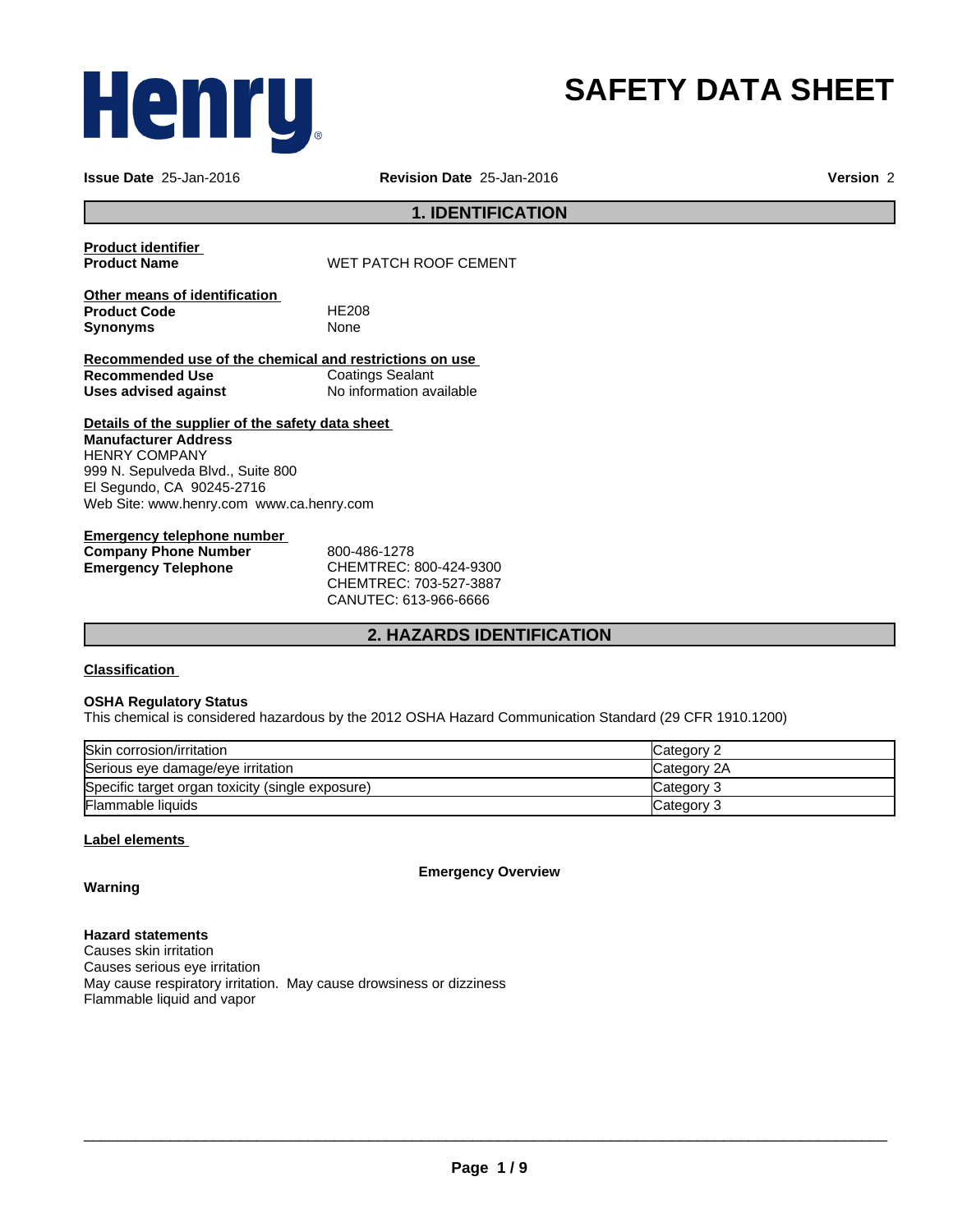**Henry**

# SAFETY DATA SHEET

**Issue Date** 25-Jan-2016 **Revision Date** 25-Jan-2016 **Version** 2

## 1. IDENTIFICATION

**Product identifier**

**Product Name** WET PATCH ROOF CEMENT

**Other means of identification**

**Product Code** HE208

**Synonyms** None

**Recommended use of the chemical and restrictions on use**

**Recommended Use** Coatings Sealant

**Uses advised against** No information available

**Details of the supplier of the safety data sheet**

**Manufacturer Address**
HENRY COMPANY
999 N. Sepulveda Blvd., Suite 800
El Segundo, CA 90245-2716
Web Site: www.henry.com www.ca.henry.com

**Emergency telephone number**

**Company Phone Number** 800-486-1278

**Emergency Telephone** CHEMTREC: 800-424-9300
CHEMTREC: 703-527-3887
CANUTEC: 613-966-6666

## 2. HAZARDS IDENTIFICATION

**Classification**

**OSHA Regulatory Status**
This chemical is considered hazardous by the 2012 OSHA Hazard Communication Standard (29 CFR 1910.1200)

| | |
|---|---|
| Skin corrosion/irritation | Category 2 |
| Serious eye damage/eye irritation | Category 2A |
| Specific target organ toxicity (single exposure) | Category 3 |
| Flammable liquids | Category 3 |

**Label elements**

**Emergency Overview**

**Warning**

**Hazard statements**
Causes skin irritation
Causes serious eye irritation
May cause respiratory irritation. May cause drowsiness or dizziness
Flammable liquid and vapor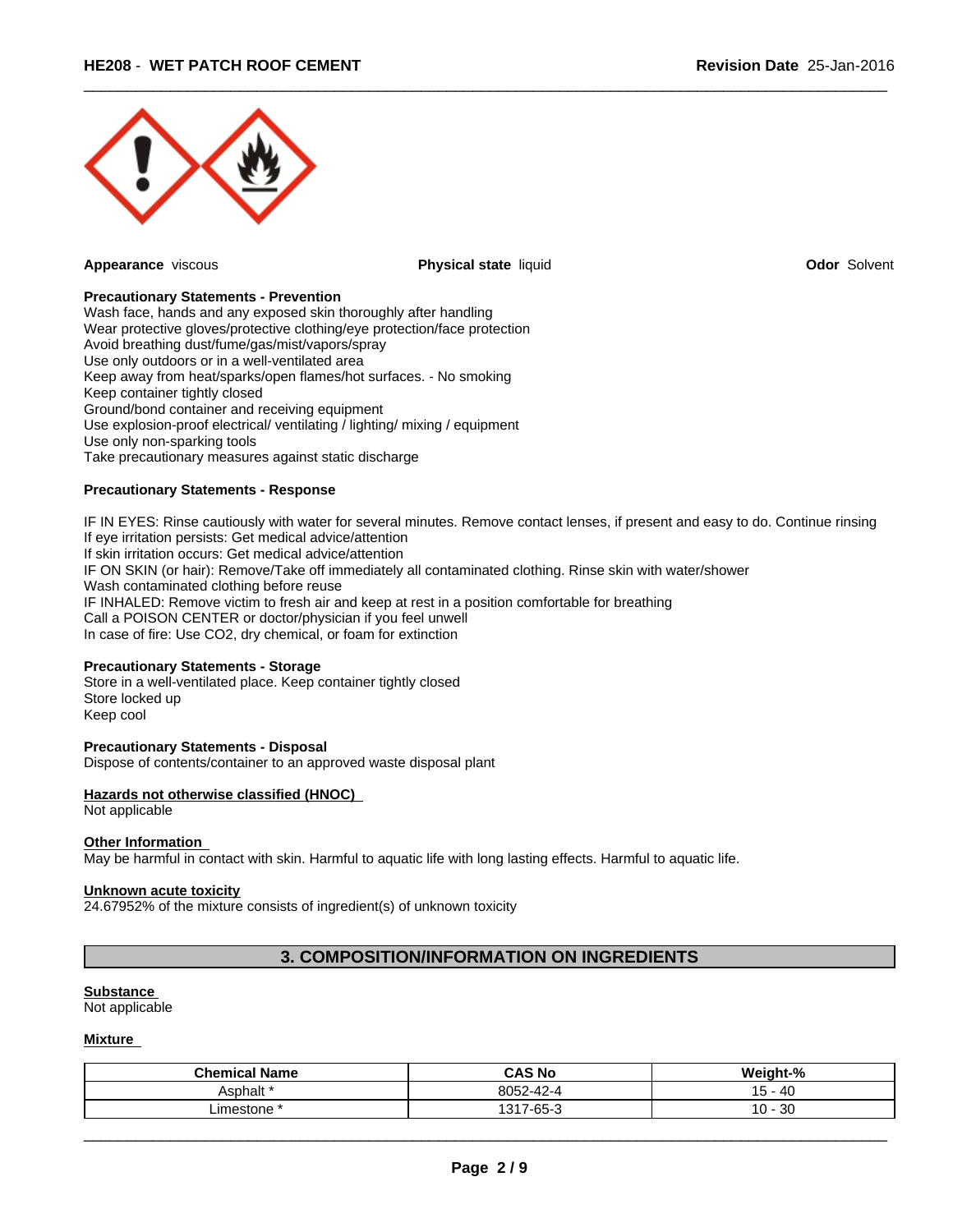**Appearance** viscous

**Physical state** liquid

**Odor** Solvent

**Precautionary Statements - Prevention**

Wash face, hands and any exposed skin thoroughly after handling
Wear protective gloves/protective clothing/eye protection/face protection
Avoid breathing dust/fume/gas/mist/vapors/spray
Use only outdoors or in a well-ventilated area
Keep away from heat/sparks/open flames/hot surfaces. - No smoking
Keep container tightly closed
Ground/bond container and receiving equipment
Use explosion-proof electrical/ ventilating / lighting/ mixing / equipment
Use only non-sparking tools
Take precautionary measures against static discharge

**Precautionary Statements - Response**

IF IN EYES: Rinse cautiously with water for several minutes. Remove contact lenses, if present and easy to do. Continue rinsing
If eye irritation persists: Get medical advice/attention
If skin irritation occurs: Get medical advice/attention
IF ON SKIN (or hair): Remove/Take off immediately all contaminated clothing. Rinse skin with water/shower
Wash contaminated clothing before reuse
IF INHALED: Remove victim to fresh air and keep at rest in a position comfortable for breathing
Call a POISON CENTER or doctor/physician if you feel unwell
In case of fire: Use CO2, dry chemical, or foam for extinction

**Precautionary Statements - Storage**

Store in a well-ventilated place. Keep container tightly closed
Store locked up
Keep cool

**Precautionary Statements - Disposal**

Dispose of contents/container to an approved waste disposal plant

**Hazards not otherwise classified (HNOC)**

Not applicable

**Other Information**

May be harmful in contact with skin. Harmful to aquatic life with long lasting effects. Harmful to aquatic life.

**Unknown acute toxicity**

24.67952% of the mixture consists of ingredient(s) of unknown toxicity

## 3. COMPOSITION/INFORMATION ON INGREDIENTS

**Substance**

Not applicable

**Mixture**

| Chemical Name | CAS No | Weight-% |
|---|---|---|
| Asphalt * | 8052-42-4 | 15 - 40 |
| Limestone * | 1317-65-3 | 10 - 30 |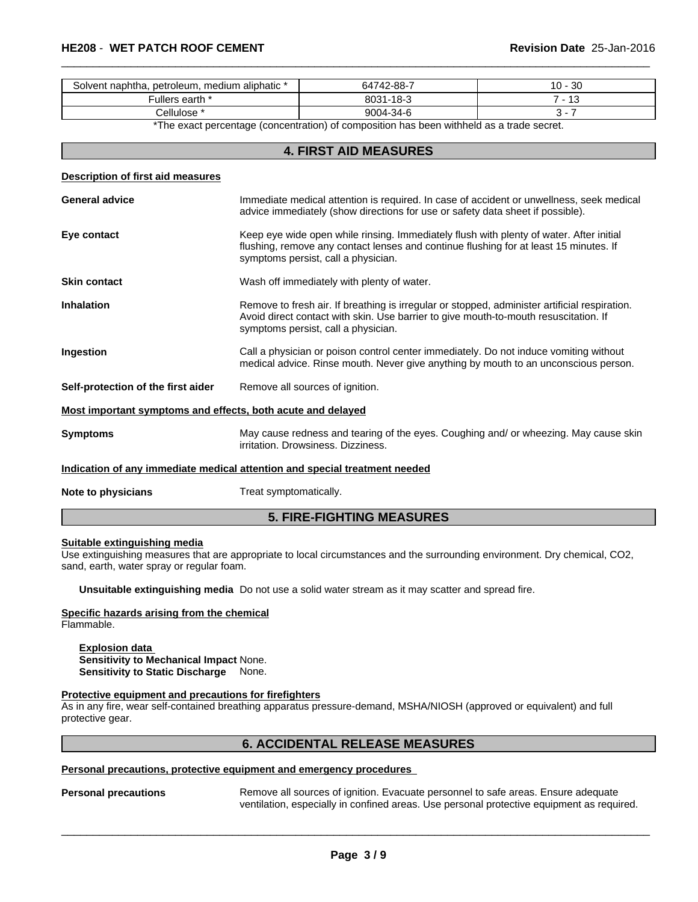| Solvent naphtha, petroleum, medium aliphatic * | 64742-88-7 | 10 - 30 |
|---|---|---|
| Fullers earth * | 8031-18-3 | 7 - 13 |
| Cellulose * | 9004-34-6 | 3 - 7 |

*The exact percentage (concentration) of composition has been withheld as a trade secret.

## 4. FIRST AID MEASURES

**Description of first aid measures**

**General advice**
Immediate medical attention is required. In case of accident or unwellness, seek medical advice immediately (show directions for use or safety data sheet if possible).

**Eye contact**
Keep eye wide open while rinsing. Immediately flush with plenty of water. After initial flushing, remove any contact lenses and continue flushing for at least 15 minutes. If symptoms persist, call a physician.

**Skin contact**
Wash off immediately with plenty of water.

**Inhalation**
Remove to fresh air. If breathing is irregular or stopped, administer artificial respiration. Avoid direct contact with skin. Use barrier to give mouth-to-mouth resuscitation. If symptoms persist, call a physician.

**Ingestion**
Call a physician or poison control center immediately. Do not induce vomiting without medical advice. Rinse mouth. Never give anything by mouth to an unconscious person.

**Self-protection of the first aider**
Remove all sources of ignition.

**Most important symptoms and effects, both acute and delayed**

**Symptoms**
May cause redness and tearing of the eyes. Coughing and/ or wheezing. May cause skin irritation. Drowsiness. Dizziness.

**Indication of any immediate medical attention and special treatment needed**

**Note to physicians**
Treat symptomatically.

## 5. FIRE-FIGHTING MEASURES

**Suitable extinguishing media**

Use extinguishing measures that are appropriate to local circumstances and the surrounding environment. Dry chemical, $CO_2$, sand, earth, water spray or regular foam.

**Unsuitable extinguishing media** Do not use a solid water stream as it may scatter and spread fire.

**Specific hazards arising from the chemical**

Flammable.

**Explosion data**
**Sensitivity to Mechanical Impact** None.
**Sensitivity to Static Discharge** None.

**Protective equipment and precautions for firefighters**

As in any fire, wear self-contained breathing apparatus pressure-demand, MSHA/NIOSH (approved or equivalent) and full protective gear.

## 6. ACCIDENTAL RELEASE MEASURES

**Personal precautions, protective equipment and emergency procedures**

**Personal precautions**
Remove all sources of ignition. Evacuate personnel to safe areas. Ensure adequate ventilation, especially in confined areas. Use personal protective equipment as required.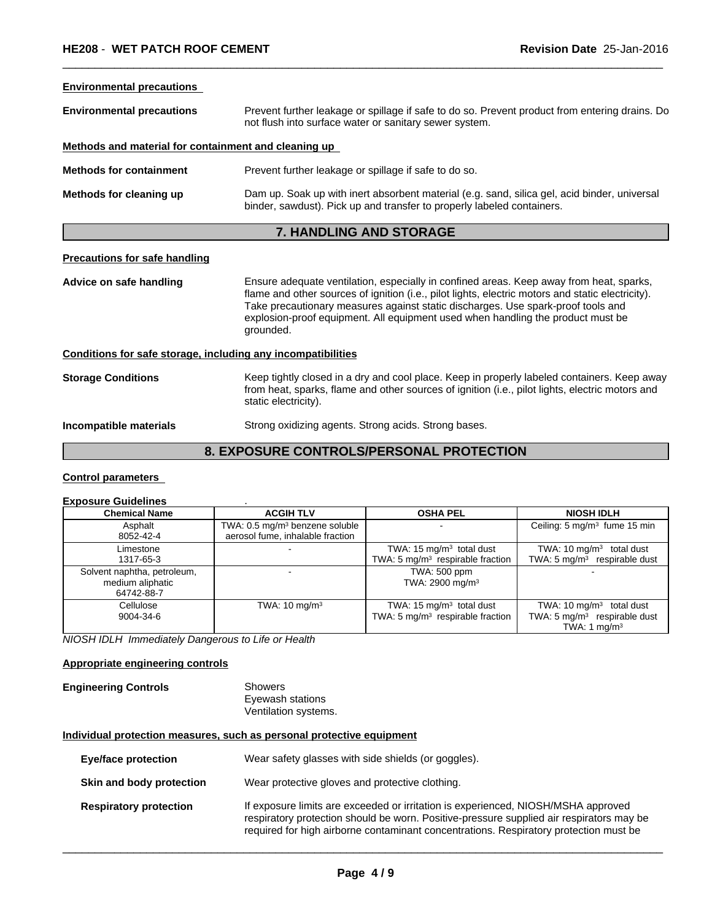**Environmental precautions**

**Environmental precautions** Prevent further leakage or spillage if safe to do so. Prevent product from entering drains. Do not flush into surface water or sanitary sewer system.

**Methods and material for containment and cleaning up**

**Methods for containment** Prevent further leakage or spillage if safe to do so.

**Methods for cleaning up** Dam up. Soak up with inert absorbent material (e.g. sand, silica gel, acid binder, universal binder, sawdust). Pick up and transfer to properly labeled containers.

## 7. HANDLING AND STORAGE

**Precautions for safe handling**

**Advice on safe handling** Ensure adequate ventilation, especially in confined areas. Keep away from heat, sparks, flame and other sources of ignition (i.e., pilot lights, electric motors and static electricity). Take precautionary measures against static discharges. Use spark-proof tools and explosion-proof equipment. All equipment used when handling the product must be grounded.

**Conditions for safe storage, including any incompatibilities**

**Storage Conditions** Keep tightly closed in a dry and cool place. Keep in properly labeled containers. Keep away from heat, sparks, flame and other sources of ignition (i.e., pilot lights, electric motors and static electricity).

**Incompatible materials** Strong oxidizing agents. Strong acids. Strong bases.

## 8. EXPOSURE CONTROLS/PERSONAL PROTECTION

**Control parameters**

**Exposure Guidelines** .

| Chemical Name | ACGIH TLV | OSHA PEL | NIOSH IDLH |
|---|---|---|---|
| Asphalt<br>8052-42-4 | TWA: 0.5 mg/m³ benzene soluble aerosol fume, inhalable fraction | - | Ceiling: 5 mg/m³ fume 15 min |
| Limestone<br>1317-65-3 | - | TWA: 15 mg/m³ total dust<br>TWA: 5 mg/m³ respirable fraction | TWA: 10 mg/m³ total dust<br>TWA: 5 mg/m³ respirable dust |
| Solvent naphtha, petroleum, medium aliphatic<br>64742-88-7 | - | TWA: 500 ppm<br>TWA: 2900 mg/m³ | - |
| Cellulose<br>9004-34-6 | TWA: 10 mg/m³ | TWA: 15 mg/m³ total dust<br>TWA: 5 mg/m³ respirable fraction | TWA: 10 mg/m³ total dust<br>TWA: 5 mg/m³ respirable dust<br>TWA: 1 mg/m³ |

*NIOSH IDLH Immediately Dangerous to Life or Health*

**Appropriate engineering controls**

**Engineering Controls** Showers
Eyewash stations
Ventilation systems.

**Individual protection measures, such as personal protective equipment**

**Eye/face protection** Wear safety glasses with side shields (or goggles).

**Skin and body protection** Wear protective gloves and protective clothing.

**Respiratory protection** If exposure limits are exceeded or irritation is experienced, NIOSH/MSHA approved respiratory protection should be worn. Positive-pressure supplied air respirators may be required for high airborne contaminant concentrations. Respiratory protection must be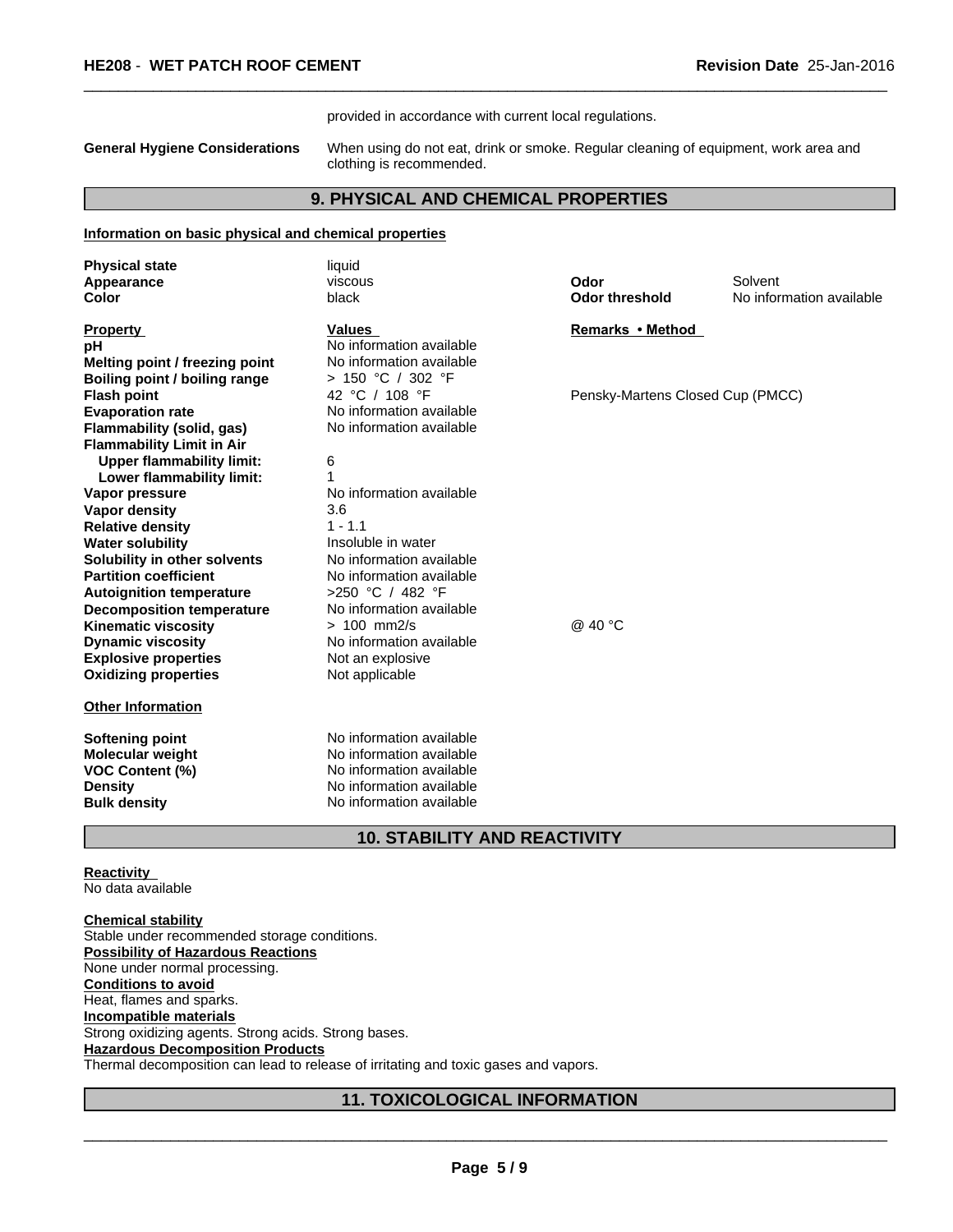provided in accordance with current local regulations.

**General Hygiene Considerations** When using do not eat, drink or smoke. Regular cleaning of equipment, work area and clothing is recommended.

## 9. PHYSICAL AND CHEMICAL PROPERTIES

### Information on basic physical and chemical properties

| | | | |
|---|---|---|---|
| **Physical state** | liquid | | |
| **Appearance** | viscous | **Odor** | Solvent |
| **Color** | black | **Odor threshold** | No information available |

| **Property** | **Values** | **Remarks • Method** |
|---|---|---|
| **pH** | No information available | |
| **Melting point / freezing point** | No information available | |
| **Boiling point / boiling range** | > 150 °C / 302 °F | |
| **Flash point** | 42 °C / 108 °F | Pensky-Martens Closed Cup (PMCC) |
| **Evaporation rate** | No information available | |
| **Flammability (solid, gas)** | No information available | |
| **Flammability Limit in Air** | | |
| **Upper flammability limit:** | 6 | |
| **Lower flammability limit:** | 1 | |
| **Vapor pressure** | No information available | |
| **Vapor density** | 3.6 | |
| **Relative density** | 1 - 1.1 | |
| **Water solubility** | Insoluble in water | |
| **Solubility in other solvents** | No information available | |
| **Partition coefficient** | No information available | |
| **Autoignition temperature** | >250 °C / 482 °F | |
| **Decomposition temperature** | No information available | |
| **Kinematic viscosity** | > 100 mm2/s | @ 40 °C |
| **Dynamic viscosity** | No information available | |
| **Explosive properties** | Not an explosive | |
| **Oxidizing properties** | Not applicable | |

### Other Information

| | |
|---|---|
| **Softening point** | No information available |
| **Molecular weight** | No information available |
| **VOC Content (%)** | No information available |
| **Density** | No information available |
| **Bulk density** | No information available |

## 10. STABILITY AND REACTIVITY

**Reactivity**
No data available

**Chemical stability**
Stable under recommended storage conditions.

**Possibility of Hazardous Reactions**
None under normal processing.

**Conditions to avoid**
Heat, flames and sparks.

**Incompatible materials**
Strong oxidizing agents. Strong acids. Strong bases.

**Hazardous Decomposition Products**
Thermal decomposition can lead to release of irritating and toxic gases and vapors.

## 11. TOXICOLOGICAL INFORMATION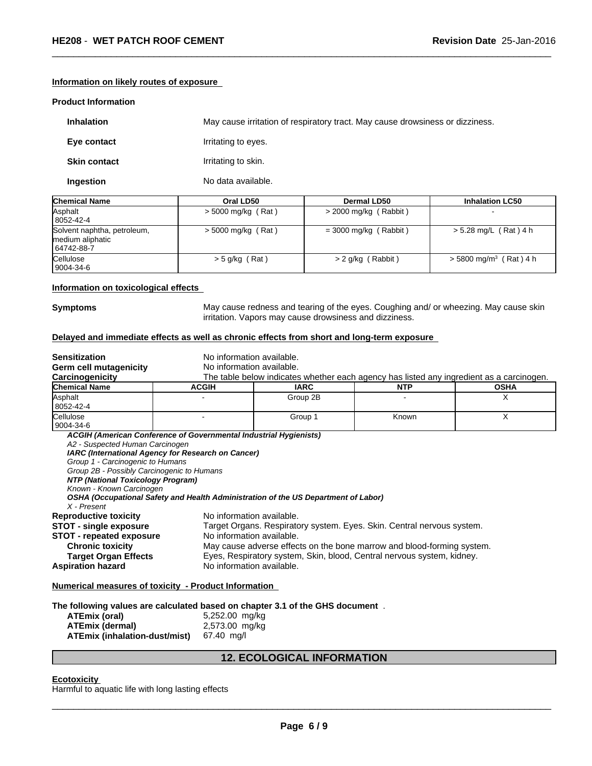**Information on likely routes of exposure**

**Product Information**

**Inhalation** May cause irritation of respiratory tract. May cause drowsiness or dizziness.

**Eye contact** Irritating to eyes.

**Skin contact** Irritating to skin.

**Ingestion** No data available.

| Chemical Name | Oral LD50 | Dermal LD50 | Inhalation LC50 |
|---|---|---|---|
| Asphalt<br>8052-42-4 | > 5000 mg/kg ( Rat ) | > 2000 mg/kg ( Rabbit ) | - |
| Solvent naphtha, petroleum, medium aliphatic<br>64742-88-7 | > 5000 mg/kg ( Rat ) | = 3000 mg/kg ( Rabbit ) | > 5.28 mg/L ( Rat ) 4 h |
| Cellulose<br>9004-34-6 | > 5 g/kg ( Rat ) | > 2 g/kg ( Rabbit ) | > 5800 mg/m$^3$ ( Rat ) 4 h |

**Information on toxicological effects**

**Symptoms** May cause redness and tearing of the eyes. Coughing and/ or wheezing. May cause skin irritation. Vapors may cause drowsiness and dizziness.

**Delayed and immediate effects as well as chronic effects from short and long-term exposure**

**Sensitization** No information available.
**Germ cell mutagenicity** No information available.
**Carcinogenicity** The table below indicates whether each agency has listed any ingredient as a carcinogen.

| Chemical Name | ACGIH | IARC | NTP | OSHA |
|---|---|---|---|---|
| Asphalt<br>8052-42-4 | - | Group 2B | - | X |
| Cellulose<br>9004-34-6 | - | Group 1 | Known | X |

***ACGIH (American Conference of Governmental Industrial Hygienists)***
*A2 - Suspected Human Carcinogen*
***IARC (International Agency for Research on Cancer)***
*Group 1 - Carcinogenic to Humans*
*Group 2B - Possibly Carcinogenic to Humans*
***NTP (National Toxicology Program)***
*Known - Known Carcinogen*
***OSHA (Occupational Safety and Health Administration of the US Department of Labor)***
*X - Present*

**Reproductive toxicity** No information available.
**STOT - single exposure** Target Organs. Respiratory system. Eyes. Skin. Central nervous system.
**STOT - repeated exposure** No information available.
**Chronic toxicity** May cause adverse effects on the bone marrow and blood-forming system.
**Target Organ Effects** Eyes, Respiratory system, Skin, blood, Central nervous system, kidney.
**Aspiration hazard** No information available.

**Numerical measures of toxicity - Product Information**

**The following values are calculated based on chapter 3.1 of the GHS document** .

**ATEmix (oral)** 5,252.00 mg/kg
**ATEmix (dermal)** 2,573.00 mg/kg
**ATEmix (inhalation-dust/mist)** 67.40 mg/l

## 12. ECOLOGICAL INFORMATION

**Ecotoxicity**
Harmful to aquatic life with long lasting effects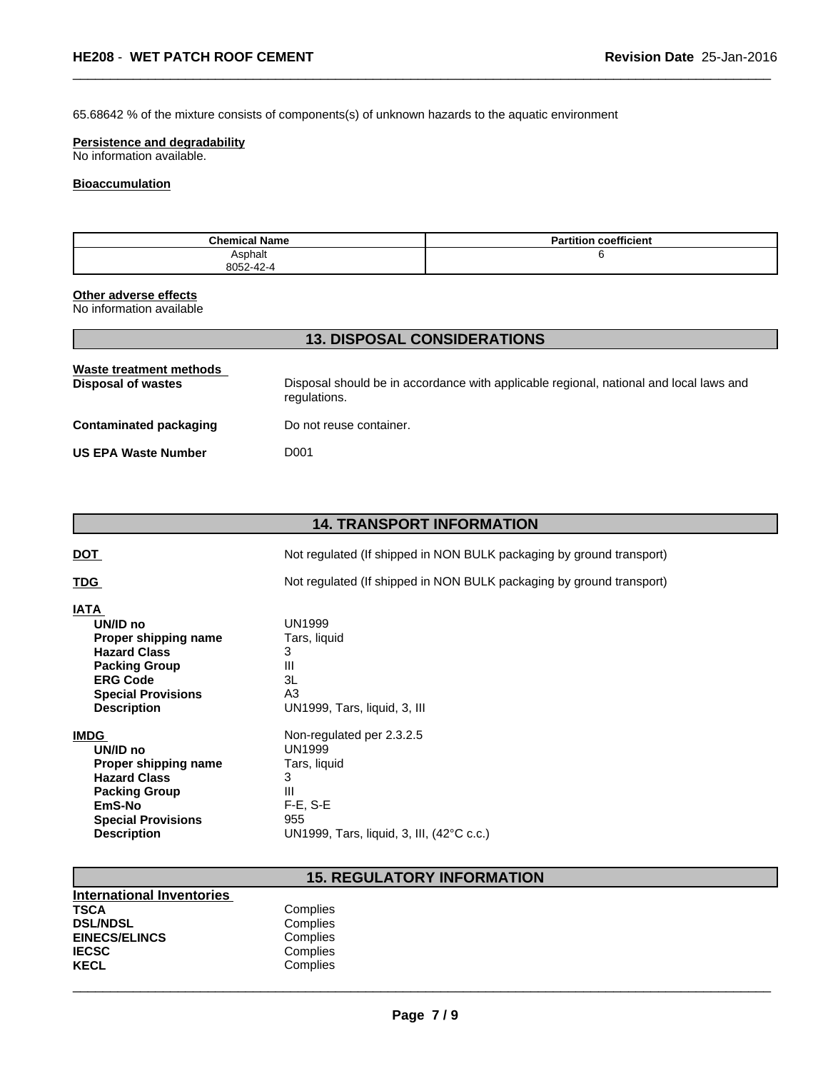65.68642 % of the mixture consists of components(s) of unknown hazards to the aquatic environment

**Persistence and degradability**
No information available.

**Bioaccumulation**

| Chemical Name | Partition coefficient |
|---|---|
| Asphalt<br>8052-42-4 | 6 |

**Other adverse effects**
No information available

## 13. DISPOSAL CONSIDERATIONS

**Waste treatment methods**

**Disposal of wastes** Disposal should be in accordance with applicable regional, national and local laws and regulations.

**Contaminated packaging** Do not reuse container.

**US EPA Waste Number** D001

## 14. TRANSPORT INFORMATION

**DOT** Not regulated (If shipped in NON BULK packaging by ground transport)

**TDG** Not regulated (If shipped in NON BULK packaging by ground transport)

**IATA**
- **UN/ID no** UN1999
- **Proper shipping name** Tars, liquid
- **Hazard Class** 3
- **Packing Group** III
- **ERG Code** 3L
- **Special Provisions** A3
- **Description** UN1999, Tars, liquid, 3, III

**IMDG** Non-regulated per 2.3.2.5
- **UN/ID no** UN1999
- **Proper shipping name** Tars, liquid
- **Hazard Class** 3
- **Packing Group** III
- **EmS-No** F-E, S-E
- **Special Provisions** 955
- **Description** UN1999, Tars, liquid, 3, III, (42°C c.c.)

## 15. REGULATORY INFORMATION

**International Inventories**
- **TSCA** Complies
- **DSL/NDSL** Complies
- **EINECS/ELINCS** Complies
- **IECSC** Complies
- **KECL** Complies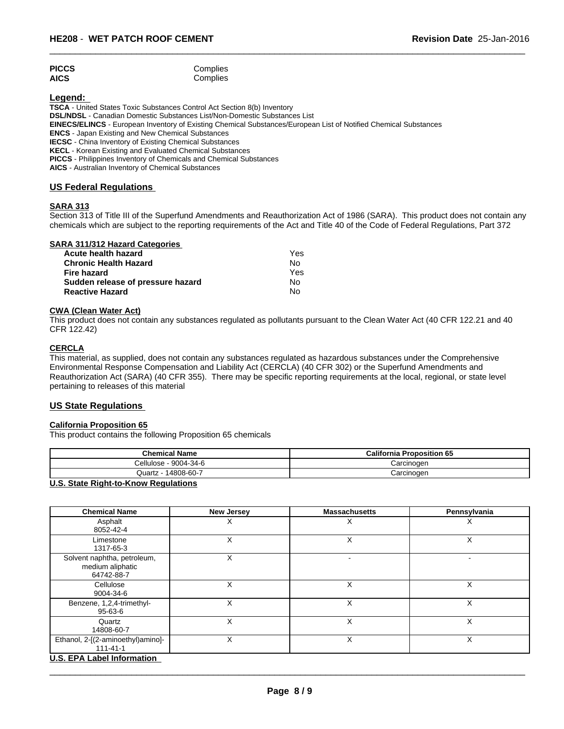| | |
|---|---|
| **PICCS** | Complies |
| **AICS** | Complies |

**Legend:**

**TSCA** - United States Toxic Substances Control Act Section 8(b) Inventory
**DSL/NDSL** - Canadian Domestic Substances List/Non-Domestic Substances List
**EINECS/ELINCS** - European Inventory of Existing Chemical Substances/European List of Notified Chemical Substances
**ENCS** - Japan Existing and New Chemical Substances
**IECSC** - China Inventory of Existing Chemical Substances
**KECL** - Korean Existing and Evaluated Chemical Substances
**PICCS** - Philippines Inventory of Chemicals and Chemical Substances
**AICS** - Australian Inventory of Chemical Substances

## US Federal Regulations

### SARA 313

Section 313 of Title III of the Superfund Amendments and Reauthorization Act of 1986 (SARA). This product does not contain any chemicals which are subject to the reporting requirements of the Act and Title 40 of the Code of Federal Regulations, Part 372

### SARA 311/312 Hazard Categories

| | |
|---|---|
| **Acute health hazard** | Yes |
| **Chronic Health Hazard** | No |
| **Fire hazard** | Yes |
| **Sudden release of pressure hazard** | No |
| **Reactive Hazard** | No |

### CWA (Clean Water Act)

This product does not contain any substances regulated as pollutants pursuant to the Clean Water Act (40 CFR 122.21 and 40 CFR 122.42)

### CERCLA

This material, as supplied, does not contain any substances regulated as hazardous substances under the Comprehensive Environmental Response Compensation and Liability Act (CERCLA) (40 CFR 302) or the Superfund Amendments and Reauthorization Act (SARA) (40 CFR 355). There may be specific reporting requirements at the local, regional, or state level pertaining to releases of this material

## US State Regulations

### California Proposition 65

This product contains the following Proposition 65 chemicals

| Chemical Name | California Proposition 65 |
|---|---|
| Cellulose - 9004-34-6 | Carcinogen |
| Quartz - 14808-60-7 | Carcinogen |

### U.S. State Right-to-Know Regulations

| Chemical Name | New Jersey | Massachusetts | Pennsylvania |
|---|---|---|---|
| Asphalt 8052-42-4 | X | X | X |
| Limestone 1317-65-3 | X | X | X |
| Solvent naphtha, petroleum, medium aliphatic 64742-88-7 | X | - | - |
| Cellulose 9004-34-6 | X | X | X |
| Benzene, 1,2,4-trimethyl- 95-63-6 | X | X | X |
| Quartz 14808-60-7 | X | X | X |
| Ethanol, 2-[(2-aminoethyl)amino]- 111-41-1 | X | X | X |

### U.S. EPA Label Information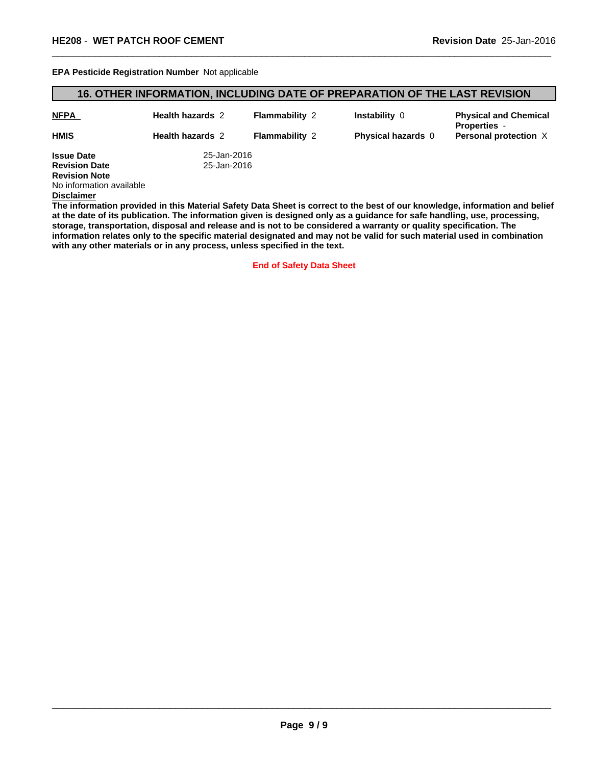**EPA Pesticide Registration Number** Not applicable

## 16. OTHER INFORMATION, INCLUDING DATE OF PREPARATION OF THE LAST REVISION

| | | | | |
|---|---|---|---|---|
| **NFPA** | **Health hazards** 2 | **Flammability** 2 | **Instability** 0 | **Physical and Chemical Properties** - |
| **HMIS** | **Health hazards** 2 | **Flammability** 2 | **Physical hazards** 0 | **Personal protection** X |

**Issue Date** 25-Jan-2016
**Revision Date** 25-Jan-2016
**Revision Note**
No information available

**Disclaimer**
**The information provided in this Material Safety Data Sheet is correct to the best of our knowledge, information and belief at the date of its publication. The information given is designed only as a guidance for safe handling, use, processing, storage, transportation, disposal and release and is not to be considered a warranty or quality specification. The information relates only to the specific material designated and may not be valid for such material used in combination with any other materials or in any process, unless specified in the text.**

**End of Safety Data Sheet**